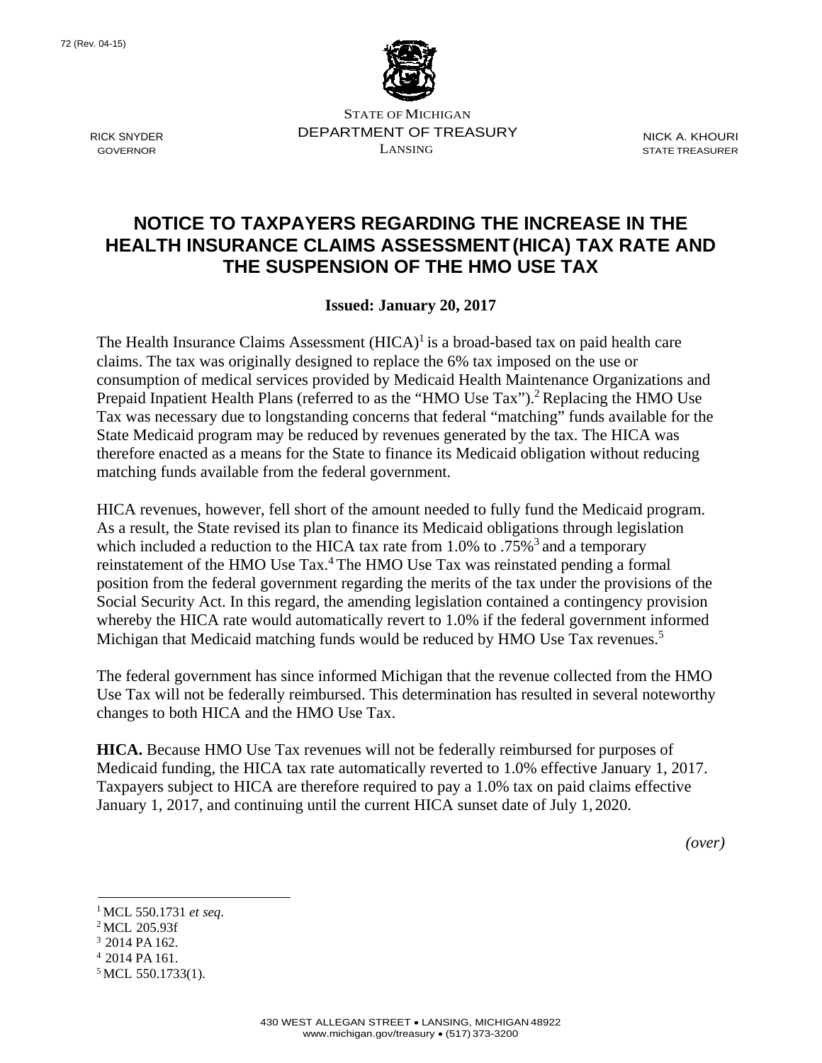72 (Rev. 04-15)

STATE OF MICHIGAN
DEPARTMENT OF TREASURY
LANSING

RICK SNYDER
GOVERNOR

NICK A. KHOURI
STATE TREASURER

# NOTICE TO TAXPAYERS REGARDING THE INCREASE IN THE HEALTH INSURANCE CLAIMS ASSESSMENT (HICA) TAX RATE AND THE SUSPENSION OF THE HMO USE TAX

**Issued: January 20, 2017**

The Health Insurance Claims Assessment (HICA)[1] is a broad-based tax on paid health care claims. The tax was originally designed to replace the 6% tax imposed on the use or consumption of medical services provided by Medicaid Health Maintenance Organizations and Prepaid Inpatient Health Plans (referred to as the "HMO Use Tax").[2] Replacing the HMO Use Tax was necessary due to longstanding concerns that federal "matching" funds available for the State Medicaid program may be reduced by revenues generated by the tax. The HICA was therefore enacted as a means for the State to finance its Medicaid obligation without reducing matching funds available from the federal government.

HICA revenues, however, fell short of the amount needed to fully fund the Medicaid program. As a result, the State revised its plan to finance its Medicaid obligations through legislation which included a reduction to the HICA tax rate from 1.0% to .75%[3] and a temporary reinstatement of the HMO Use Tax.[4] The HMO Use Tax was reinstated pending a formal position from the federal government regarding the merits of the tax under the provisions of the Social Security Act. In this regard, the amending legislation contained a contingency provision whereby the HICA rate would automatically revert to 1.0% if the federal government informed Michigan that Medicaid matching funds would be reduced by HMO Use Tax revenues.[5]

The federal government has since informed Michigan that the revenue collected from the HMO Use Tax will not be federally reimbursed. This determination has resulted in several noteworthy changes to both HICA and the HMO Use Tax.

**HICA.** Because HMO Use Tax revenues will not be federally reimbursed for purposes of Medicaid funding, the HICA tax rate automatically reverted to 1.0% effective January 1, 2017. Taxpayers subject to HICA are therefore required to pay a 1.0% tax on paid claims effective January 1, 2017, and continuing until the current HICA sunset date of July 1, 2020.

*(over)*

[1] MCL 550.1731 *et seq*.
[2] MCL 205.93f
[3] 2014 PA 162.
[4] 2014 PA 161.
[5] MCL 550.1733(1).

430 WEST ALLEGAN STREET • LANSING, MICHIGAN 48922
www.michigan.gov/treasury • (517) 373-3200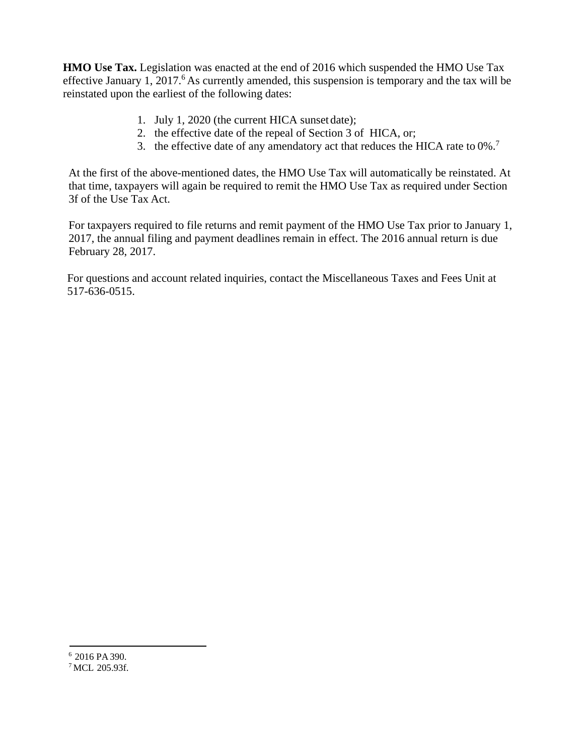**HMO Use Tax.** Legislation was enacted at the end of 2016 which suspended the HMO Use Tax effective January 1, 2017.[6] As currently amended, this suspension is temporary and the tax will be reinstated upon the earliest of the following dates:

1. July 1, 2020 (the current HICA sunset date);
2. the effective date of the repeal of Section 3 of HICA, or;
3. the effective date of any amendatory act that reduces the HICA rate to 0%.[7]

At the first of the above-mentioned dates, the HMO Use Tax will automatically be reinstated. At that time, taxpayers will again be required to remit the HMO Use Tax as required under Section 3f of the Use Tax Act.

For taxpayers required to file returns and remit payment of the HMO Use Tax prior to January 1, 2017, the annual filing and payment deadlines remain in effect. The 2016 annual return is due February 28, 2017.

For questions and account related inquiries, contact the Miscellaneous Taxes and Fees Unit at 517-636-0515.

---

[6] 2016 PA 390.

[7] MCL 205.93f.